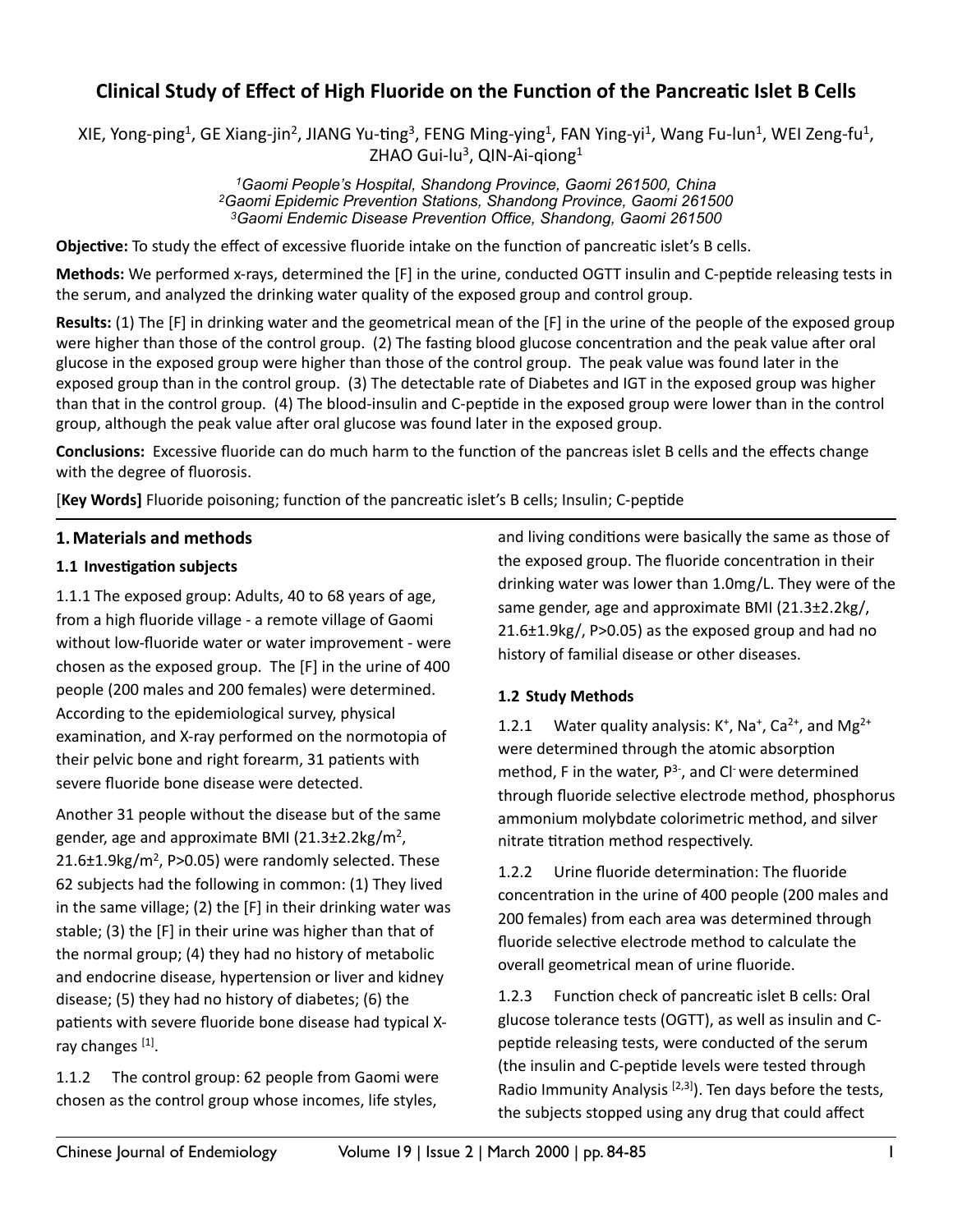# Clinical Study of Effect of High Fluoride on the Function of the Pancreatic Islet B Cells

XIE, Yong-ping[1], GE Xiang-jin[2], JIANG Yu-ting[3], FENG Ming-ying[1], FAN Ying-yi[1], Wang Fu-lun[1], WEI Zeng-fu[1], ZHAO Gui-lu[3], QIN-Ai-qiong[1]

*[1]Gaomi People's Hospital, Shandong Province, Gaomi 261500, China*
*[2]Gaomi Epidemic Prevention Stations, Shandong Province, Gaomi 261500*
*[3]Gaomi Endemic Disease Prevention Office, Shandong, Gaomi 261500*

**Objective:** To study the effect of excessive fluoride intake on the function of pancreatic islet's B cells.

**Methods:** We performed x-rays, determined the [F] in the urine, conducted OGTT insulin and C-peptide releasing tests in the serum, and analyzed the drinking water quality of the exposed group and control group.

**Results:** (1) The [F] in drinking water and the geometrical mean of the [F] in the urine of the people of the exposed group were higher than those of the control group. (2) The fasting blood glucose concentration and the peak value after oral glucose in the exposed group were higher than those of the control group. The peak value was found later in the exposed group than in the control group. (3) The detectable rate of Diabetes and IGT in the exposed group was higher than that in the control group. (4) The blood-insulin and C-peptide in the exposed group were lower than in the control group, although the peak value after oral glucose was found later in the exposed group.

**Conclusions:** Excessive fluoride can do much harm to the function of the pancreas islet B cells and the effects change with the degree of fluorosis.

[**Key Words]** Fluoride poisoning; function of the pancreatic islet's B cells; Insulin; C-peptide

## 1. Materials and methods

### 1.1 Investigation subjects

1.1.1 The exposed group: Adults, 40 to 68 years of age, from a high fluoride village - a remote village of Gaomi without low-fluoride water or water improvement - were chosen as the exposed group. The [F] in the urine of 400 people (200 males and 200 females) were determined. According to the epidemiological survey, physical examination, and X-ray performed on the normotopia of their pelvic bone and right forearm, 31 patients with severe fluoride bone disease were detected.

Another 31 people without the disease but of the same gender, age and approximate BMI ($21.3 \pm 2.2 kg/m^2$, $21.6 \pm 1.9 kg/m^2$, $P>0.05$) were randomly selected. These 62 subjects had the following in common: (1) They lived in the same village; (2) the [F] in their drinking water was stable; (3) the [F] in their urine was higher than that of the normal group; (4) they had no history of metabolic and endocrine disease, hypertension or liver and kidney disease; (5) they had no history of diabetes; (6) the patients with severe fluoride bone disease had typical X-ray changes [1].

1.1.2 The control group: 62 people from Gaomi were chosen as the control group whose incomes, life styles, and living conditions were basically the same as those of the exposed group. The fluoride concentration in their drinking water was lower than 1.0mg/L. They were of the same gender, age and approximate BMI ($21.3 \pm 2.2 kg/$, $21.6 \pm 1.9 kg/$, $P>0.05$) as the exposed group and had no history of familial disease or other diseases.

### 1.2 Study Methods

1.2.1 Water quality analysis: $K^+$, $Na^+$, $Ca^{2+}$, and $Mg^{2+}$ were determined through the atomic absorption method, F in the water, $P^{3-}$, and $Cl^-$ were determined through fluoride selective electrode method, phosphorus ammonium molybdate colorimetric method, and silver nitrate titration method respectively.

1.2.2 Urine fluoride determination: The fluoride concentration in the urine of 400 people (200 males and 200 females) from each area was determined through fluoride selective electrode method to calculate the overall geometrical mean of urine fluoride.

1.2.3 Function check of pancreatic islet B cells: Oral glucose tolerance tests (OGTT), as well as insulin and C-peptide releasing tests, were conducted of the serum (the insulin and C-peptide levels were tested through Radio Immunity Analysis [2,3]). Ten days before the tests, the subjects stopped using any drug that could affect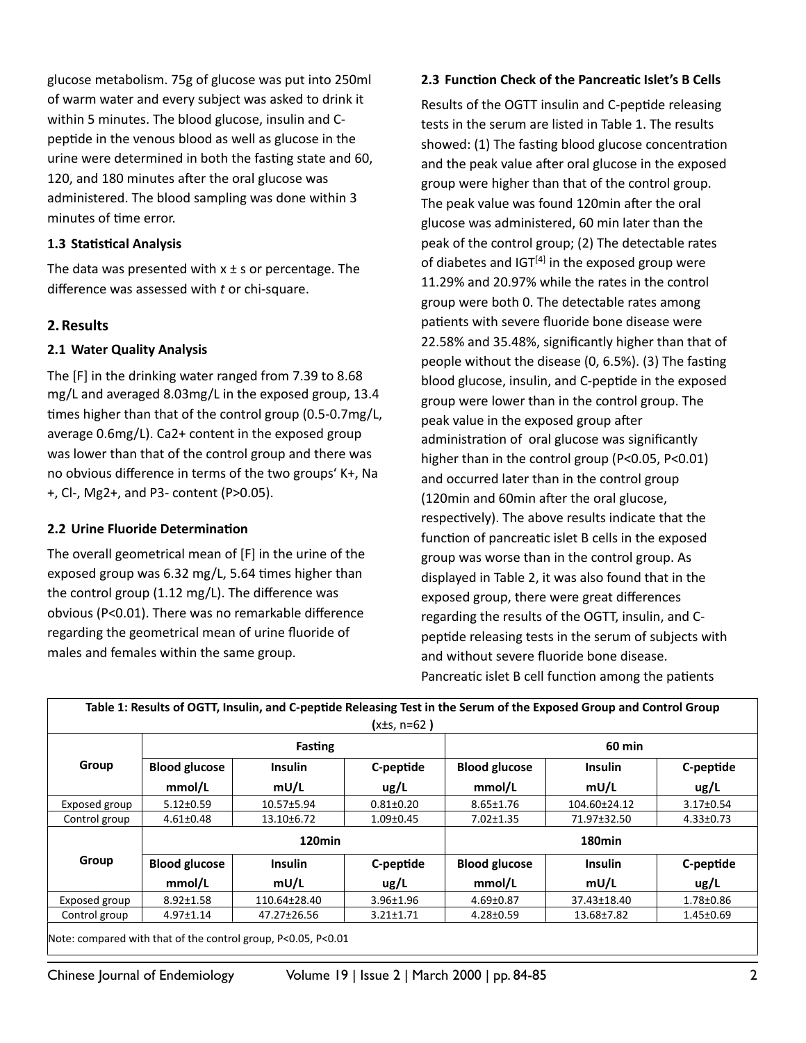glucose metabolism. 75g of glucose was put into 250ml of warm water and every subject was asked to drink it within 5 minutes. The blood glucose, insulin and C-peptide in the venous blood as well as glucose in the urine were determined in both the fasting state and 60, 120, and 180 minutes after the oral glucose was administered. The blood sampling was done within 3 minutes of time error.

### 1.3 Statistical Analysis

The data was presented with x ± s or percentage. The difference was assessed with *t* or chi-square.

## 2. Results

### 2.1 Water Quality Analysis

The [F] in the drinking water ranged from 7.39 to 8.68 mg/L and averaged 8.03mg/L in the exposed group, 13.4 times higher than that of the control group (0.5-0.7mg/L, average 0.6mg/L). $Ca^{2+}$ content in the exposed group was lower than that of the control group and there was no obvious difference in terms of the two groups' $K^+$, $Na^+$, $Cl^-$, $Mg^{2+}$, and $P^{3-}$ content ($P>0.05$).

### 2.2 Urine Fluoride Determination

The overall geometrical mean of [F] in the urine of the exposed group was 6.32 mg/L, 5.64 times higher than the control group (1.12 mg/L). The difference was obvious ($P<0.01$). There was no remarkable difference regarding the geometrical mean of urine fluoride of males and females within the same group.

### 2.3 Function Check of the Pancreatic Islet's B Cells

Results of the OGTT insulin and C-peptide releasing tests in the serum are listed in Table 1. The results showed: (1) The fasting blood glucose concentration and the peak value after oral glucose in the exposed group were higher than that of the control group. The peak value was found 120min after the oral glucose was administered, 60 min later than the peak of the control group; (2) The detectable rates of diabetes and IGT[4] in the exposed group were 11.29% and 20.97% while the rates in the control group were both 0. The detectable rates among patients with severe fluoride bone disease were 22.58% and 35.48%, significantly higher than that of people without the disease (0, 6.5%). (3) The fasting blood glucose, insulin, and C-peptide in the exposed group were lower than in the control group. The peak value in the exposed group after administration of oral glucose was significantly higher than in the control group ($P<0.05$, $P<0.01$) and occurred later than in the control group (120min and 60min after the oral glucose, respectively). The above results indicate that the function of pancreatic islet B cells in the exposed group was worse than in the control group. As displayed in Table 2, it was also found that in the exposed group, there were great differences regarding the results of the OGTT, insulin, and C-peptide releasing tests in the serum of subjects with and without severe fluoride bone disease. Pancreatic islet B cell function among the patients

**Table 1: Results of OGTT, Insulin, and C-peptide Releasing Test in the Serum of the Exposed Group and Control Group (x±s, n=62)**

| Group | Fasting | | | 60 min | | |
|---|---|---|---|---|---|---|
| | Blood glucose mmol/L | Insulin mU/L | C-peptide ug/L | Blood glucose mmol/L | Insulin mU/L | C-peptide ug/L |
| Exposed group | 5.12±0.59 | 10.57±5.94 | 0.81±0.20 | 8.65±1.76 | 104.60±24.12 | 3.17±0.54 |
| Control group | 4.61±0.48 | 13.10±6.72 | 1.09±0.45 | 7.02±1.35 | 71.97±32.50 | 4.33±0.73 |
| **Group** | **120min** | | | **180min** | | |
| | **Blood glucose mmol/L** | **Insulin mU/L** | **C-peptide ug/L** | **Blood glucose mmol/L** | **Insulin mU/L** | **C-peptide ug/L** |
| Exposed group | 8.92±1.58 | 110.64±28.40 | 3.96±1.96 | 4.69±0.87 | 37.43±18.40 | 1.78±0.86 |
| Control group | 4.97±1.14 | 47.27±26.56 | 3.21±1.71 | 4.28±0.59 | 13.68±7.82 | 1.45±0.69 |

Note: compared with that of the control group, $P<0.05$, $P<0.01$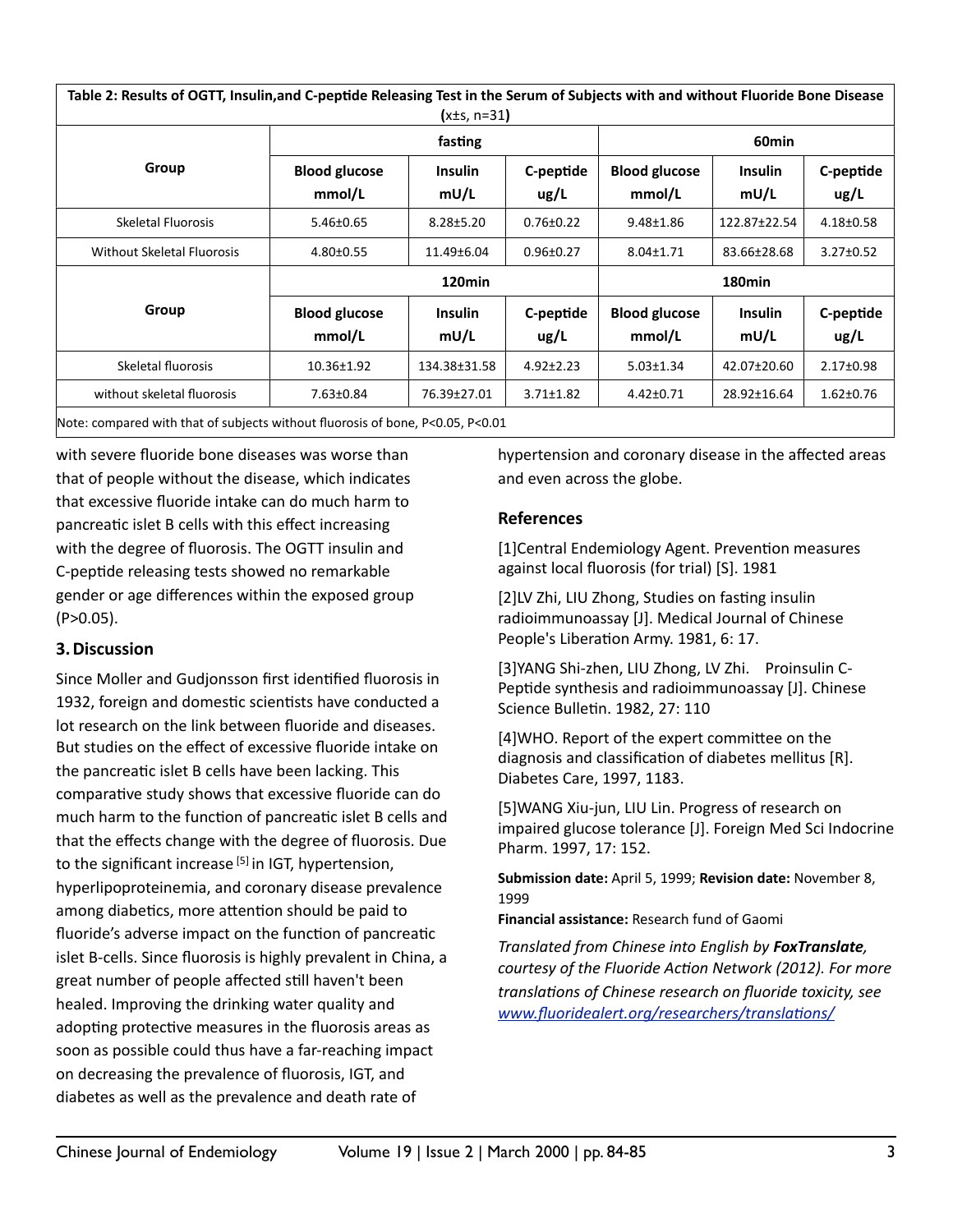| Table 2: Results of OGTT, Insulin,and C-peptide Releasing Test in the Serum of Subjects with and without Fluoride Bone Disease (x±s, n=31) | | | | | | |
|---|---|---|---|---|---|---|
| Group | fasting | | | 60min | | |
| | Blood glucose mmol/L | Insulin mU/L | C-peptide ug/L | Blood glucose mmol/L | Insulin mU/L | C-peptide ug/L |
| Skeletal Fluorosis | 5.46±0.65 | 8.28±5.20 | 0.76±0.22 | 9.48±1.86 | 122.87±22.54 | 4.18±0.58 |
| Without Skeletal Fluorosis | 4.80±0.55 | 11.49±6.04 | 0.96±0.27 | 8.04±1.71 | 83.66±28.68 | 3.27±0.52 |
| Group | 120min | | | 180min | | |
| | Blood glucose mmol/L | Insulin mU/L | C-peptide ug/L | Blood glucose mmol/L | Insulin mU/L | C-peptide ug/L |
| Skeletal fluorosis | 10.36±1.92 | 134.38±31.58 | 4.92±2.23 | 5.03±1.34 | 42.07±20.60 | 2.17±0.98 |
| without skeletal fluorosis | 7.63±0.84 | 76.39±27.01 | 3.71±1.82 | 4.42±0.71 | 28.92±16.64 | 1.62±0.76 |

Note: compared with that of subjects without fluorosis of bone, $P<0.05$, $P<0.01$

with severe fluoride bone diseases was worse than that of people without the disease, which indicates that excessive fluoride intake can do much harm to pancreatic islet B cells with this effect increasing with the degree of fluorosis. The OGTT insulin and C-peptide releasing tests showed no remarkable gender or age differences within the exposed group ($P>0.05$).

## 3. Discussion

Since Moller and Gudjonsson first identified fluorosis in 1932, foreign and domestic scientists have conducted a lot research on the link between fluoride and diseases. But studies on the effect of excessive fluoride intake on the pancreatic islet B cells have been lacking. This comparative study shows that excessive fluoride can do much harm to the function of pancreatic islet B cells and that the effects change with the degree of fluorosis. Due to the significant increase [5] in IGT, hypertension, hyperlipoproteinemia, and coronary disease prevalence among diabetics, more attention should be paid to fluoride's adverse impact on the function of pancreatic islet B-cells. Since fluorosis is highly prevalent in China, a great number of people affected still haven't been healed. Improving the drinking water quality and adopting protective measures in the fluorosis areas as soon as possible could thus have a far-reaching impact on decreasing the prevalence of fluorosis, IGT, and diabetes as well as the prevalence and death rate of hypertension and coronary disease in the affected areas and even across the globe.

## References

[1]Central Endemiology Agent. Prevention measures against local fluorosis (for trial) [S]. 1981

[2]LV Zhi, LIU Zhong, Studies on fasting insulin radioimmunoassay [J]. Medical Journal of Chinese People's Liberation Army. 1981, 6: 17.

[3]YANG Shi-zhen, LIU Zhong, LV Zhi. Proinsulin C-Peptide synthesis and radioimmunoassay [J]. Chinese Science Bulletin. 1982, 27: 110

[4]WHO. Report of the expert committee on the diagnosis and classification of diabetes mellitus [R]. Diabetes Care, 1997, 1183.

[5]WANG Xiu-jun, LIU Lin. Progress of research on impaired glucose tolerance [J]. Foreign Med Sci Indocrine Pharm. 1997, 17: 152.

**Submission date:** April 5, 1999; **Revision date:** November 8, 1999

**Financial assistance:** Research fund of Gaomi

*Translated from Chinese into English by **FoxTranslate**, courtesy of the Fluoride Action Network (2012). For more translations of Chinese research on fluoride toxicity, see [www.fluoridealert.org/researchers/translations/](www.fluoridealert.org/researchers/translations/)*